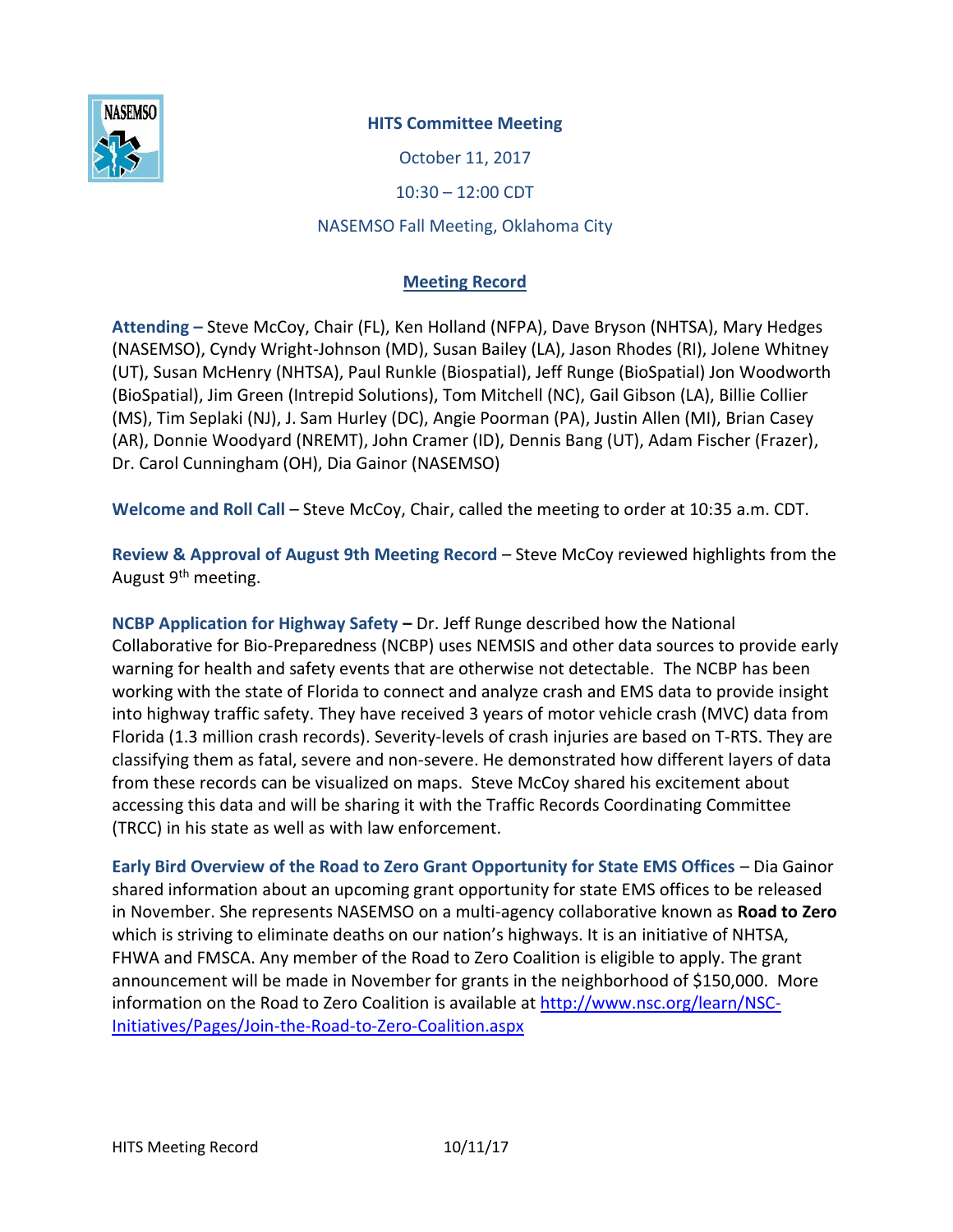# HITS Committee Meeting

October 11, 2017

10:30 – 12:00 CDT

NASEMSO Fall Meeting, Oklahoma City

## Meeting Record

**Attending –** Steve McCoy, Chair (FL), Ken Holland (NFPA), Dave Bryson (NHTSA), Mary Hedges (NASEMSO), Cyndy Wright-Johnson (MD), Susan Bailey (LA), Jason Rhodes (RI), Jolene Whitney (UT), Susan McHenry (NHTSA), Paul Runkle (Biospatial), Jeff Runge (BioSpatial) Jon Woodworth (BioSpatial), Jim Green (Intrepid Solutions), Tom Mitchell (NC), Gail Gibson (LA), Billie Collier (MS), Tim Seplaki (NJ), J. Sam Hurley (DC), Angie Poorman (PA), Justin Allen (MI), Brian Casey (AR), Donnie Woodyard (NREMT), John Cramer (ID), Dennis Bang (UT), Adam Fischer (Frazer), Dr. Carol Cunningham (OH), Dia Gainor (NASEMSO)

**Welcome and Roll Call** – Steve McCoy, Chair, called the meeting to order at 10:35 a.m. CDT.

**Review & Approval of August 9th Meeting Record** – Steve McCoy reviewed highlights from the August 9th meeting.

**NCBP Application for Highway Safety –** Dr. Jeff Runge described how the National Collaborative for Bio-Preparedness (NCBP) uses NEMSIS and other data sources to provide early warning for health and safety events that are otherwise not detectable. The NCBP has been working with the state of Florida to connect and analyze crash and EMS data to provide insight into highway traffic safety. They have received 3 years of motor vehicle crash (MVC) data from Florida (1.3 million crash records). Severity-levels of crash injuries are based on T-RTS. They are classifying them as fatal, severe and non-severe. He demonstrated how different layers of data from these records can be visualized on maps. Steve McCoy shared his excitement about accessing this data and will be sharing it with the Traffic Records Coordinating Committee (TRCC) in his state as well as with law enforcement.

**Early Bird Overview of the Road to Zero Grant Opportunity for State EMS Offices** – Dia Gainor shared information about an upcoming grant opportunity for state EMS offices to be released in November. She represents NASEMSO on a multi-agency collaborative known as **Road to Zero** which is striving to eliminate deaths on our nation's highways. It is an initiative of NHTSA, FHWA and FMSCA. Any member of the Road to Zero Coalition is eligible to apply. The grant announcement will be made in November for grants in the neighborhood of $150,000. More information on the Road to Zero Coalition is available at http://www.nsc.org/learn/NSC-Initiatives/Pages/Join-the-Road-to-Zero-Coalition.aspx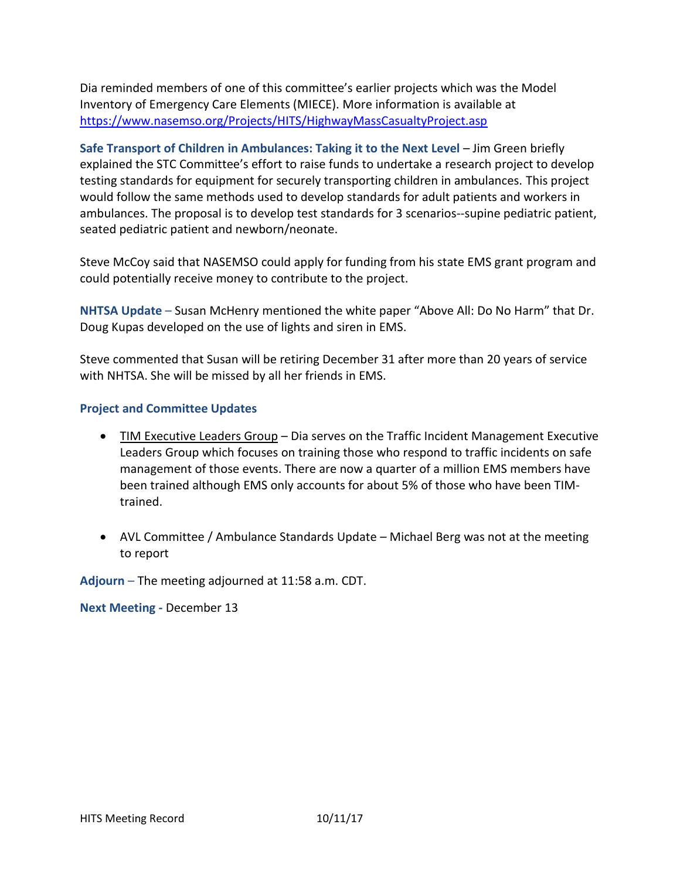Dia reminded members of one of this committee's earlier projects which was the Model Inventory of Emergency Care Elements (MIECE). More information is available at [https://www.nasemso.org/Projects/HITS/HighwayMassCasualtyProject.asp](https://www.nasemso.org/Projects/HITS/HighwayMassCasualtyProject.asp)

**Safe Transport of Children in Ambulances: Taking it to the Next Level** – Jim Green briefly explained the STC Committee's effort to raise funds to undertake a research project to develop testing standards for equipment for securely transporting children in ambulances. This project would follow the same methods used to develop standards for adult patients and workers in ambulances. The proposal is to develop test standards for 3 scenarios--supine pediatric patient, seated pediatric patient and newborn/neonate.

Steve McCoy said that NASEMSO could apply for funding from his state EMS grant program and could potentially receive money to contribute to the project.

**NHTSA Update** – Susan McHenry mentioned the white paper "Above All: Do No Harm" that Dr. Doug Kupas developed on the use of lights and siren in EMS.

Steve commented that Susan will be retiring December 31 after more than 20 years of service with NHTSA. She will be missed by all her friends in EMS.

**Project and Committee Updates**

- TIM Executive Leaders Group – Dia serves on the Traffic Incident Management Executive Leaders Group which focuses on training those who respond to traffic incidents on safe management of those events. There are now a quarter of a million EMS members have been trained although EMS only accounts for about 5% of those who have been TIM-trained.

- AVL Committee / Ambulance Standards Update – Michael Berg was not at the meeting to report

**Adjourn** – The meeting adjourned at 11:58 a.m. CDT.

**Next Meeting -** December 13